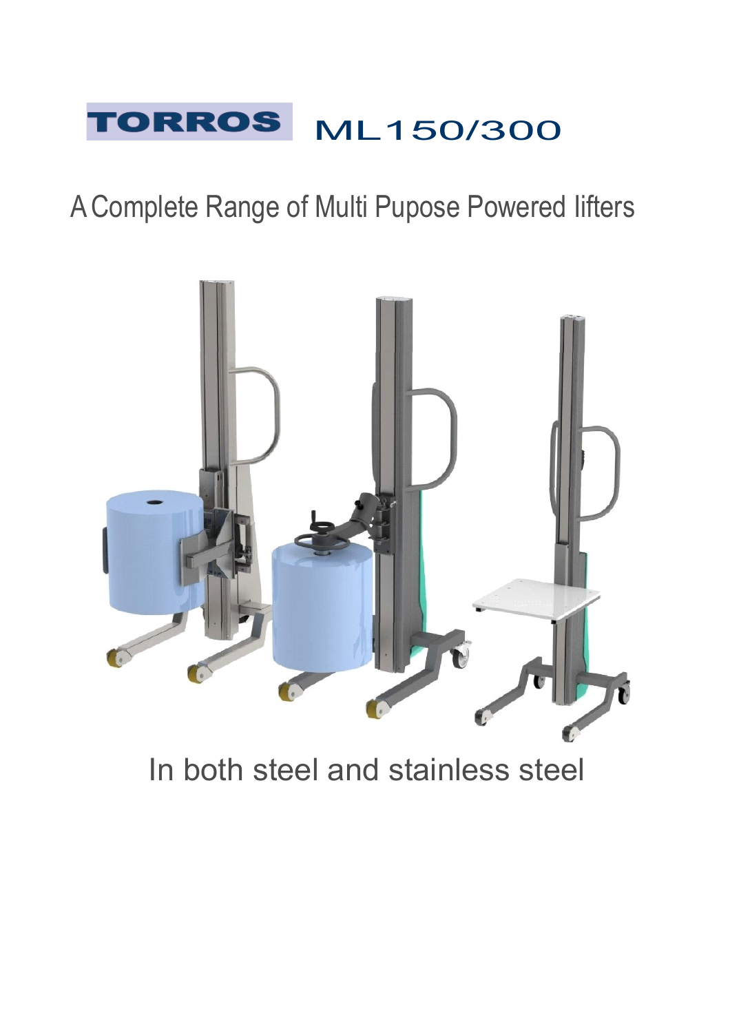# TORROS ML150/300

A Complete Range of Multi Pupose Powered lifters

In both steel and stainless steel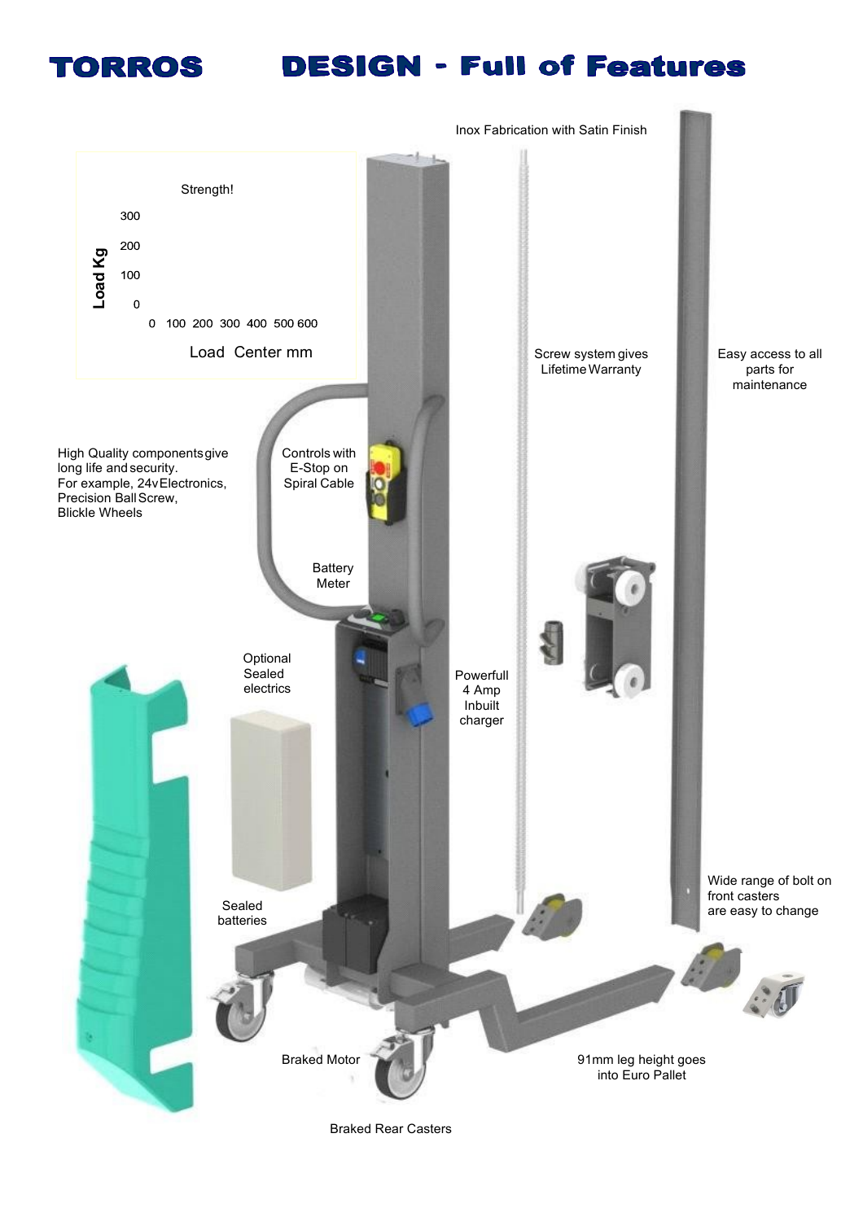# TORROS DESIGN - Full of Features

Strength!

Load Kg: 300, 200, 100, 0

Load Center mm: 0, 100, 200, 300, 400, 500, 600

Inox Fabrication with Satin Finish

Screw system gives Lifetime Warranty

Easy access to all parts for maintenance

High Quality components give long life and security.
For example, 24v Electronics, Precision Ball Screw, Blickle Wheels

Controls with E-Stop on Spiral Cable

Battery Meter

Optional Sealed electrics

Powerfull 4 Amp Inbuilt charger

Sealed batteries

Wide range of bolt on front casters are easy to change

Braked Motor

91mm leg height goes into Euro Pallet

Braked Rear Casters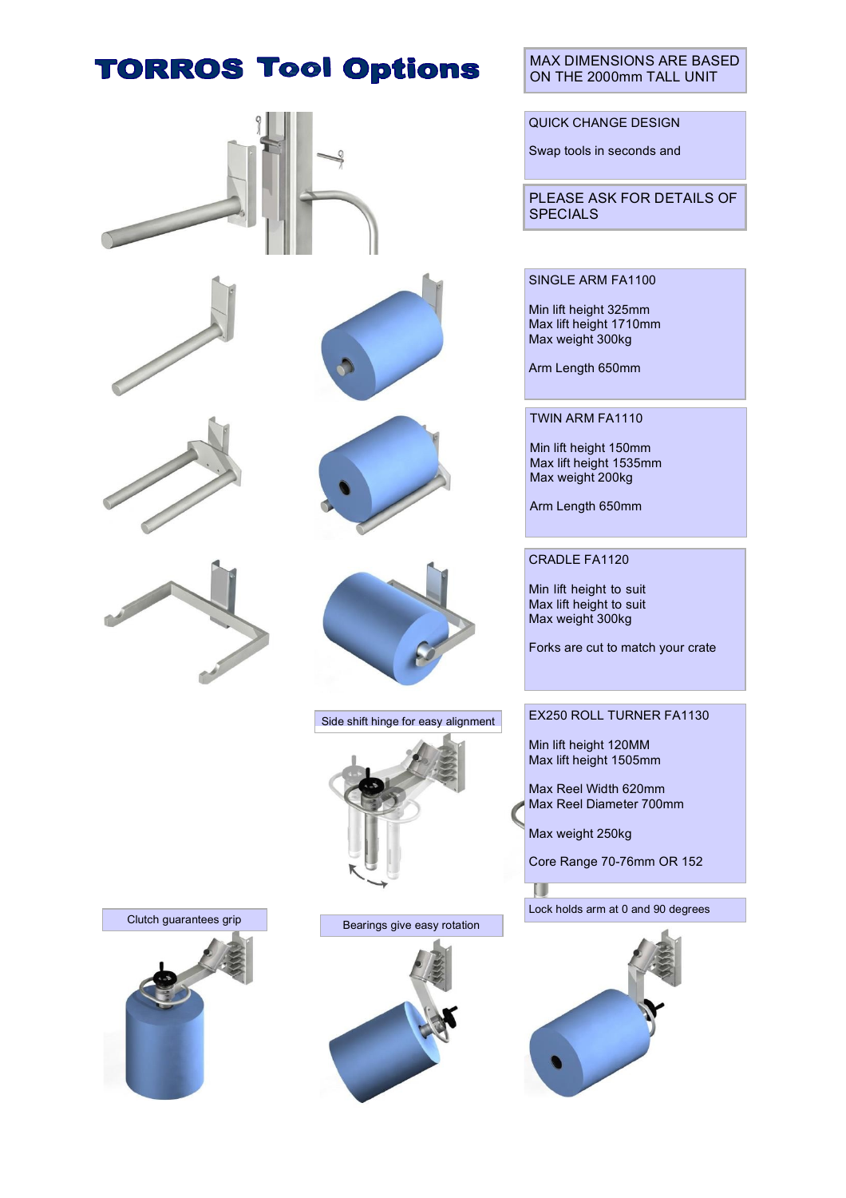# TORROS Tool Options

MAX DIMENSIONS ARE BASED ON THE 2000mm TALL UNIT

QUICK CHANGE DESIGN

Swap tools in seconds and

PLEASE ASK FOR DETAILS OF SPECIALS

SINGLE ARM FA1100

Min lift height 325mm
Max lift height 1710mm
Max weight 300kg

Arm Length 650mm

TWIN ARM FA1110

Min lift height 150mm
Max lift height 1535mm
Max weight 200kg

Arm Length 650mm

CRADLE FA1120

Min lift height to suit
Max lift height to suit
Max weight 300kg

Forks are cut to match your crate

Side shift hinge for easy alignment

EX250 ROLL TURNER FA1130

Min lift height 120MM
Max lift height 1505mm

Max Reel Width 620mm
Max Reel Diameter 700mm

Max weight 250kg

Core Range 70-76mm OR 152

Clutch guarantees grip

Bearings give easy rotation

Lock holds arm at 0 and 90 degrees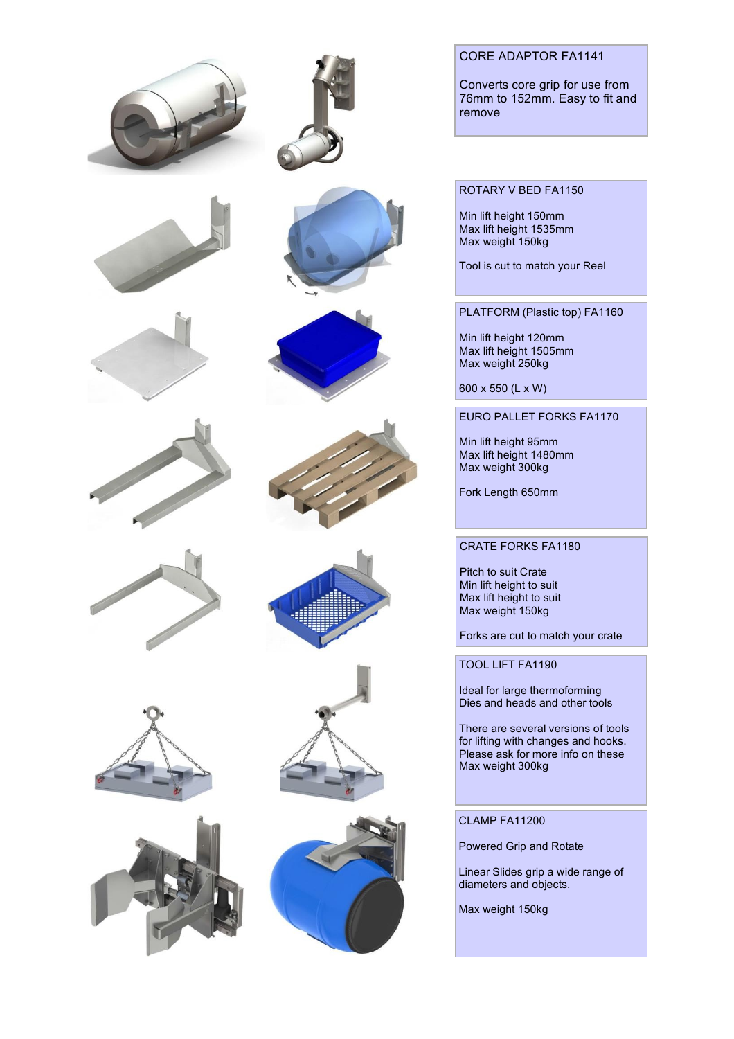## CORE ADAPTOR FA1141

Converts core grip for use from 76mm to 152mm. Easy to fit and remove

## ROTARY V BED FA1150

Min lift height 150mm
Max lift height 1535mm
Max weight 150kg

Tool is cut to match your Reel

## PLATFORM (Plastic top) FA1160

Min lift height 120mm
Max lift height 1505mm
Max weight 250kg

600 x 550 (L x W)

## EURO PALLET FORKS FA1170

Min lift height 95mm
Max lift height 1480mm
Max weight 300kg

Fork Length 650mm

## CRATE FORKS FA1180

Pitch to suit Crate
Min lift height to suit
Max lift height to suit
Max weight 150kg

Forks are cut to match your crate

## TOOL LIFT FA1190

Ideal for large thermoforming Dies and heads and other tools

There are several versions of tools for lifting with changes and hooks. Please ask for more info on these
Max weight 300kg

## CLAMP FA11200

Powered Grip and Rotate

Linear Slides grip a wide range of diameters and objects.

Max weight 150kg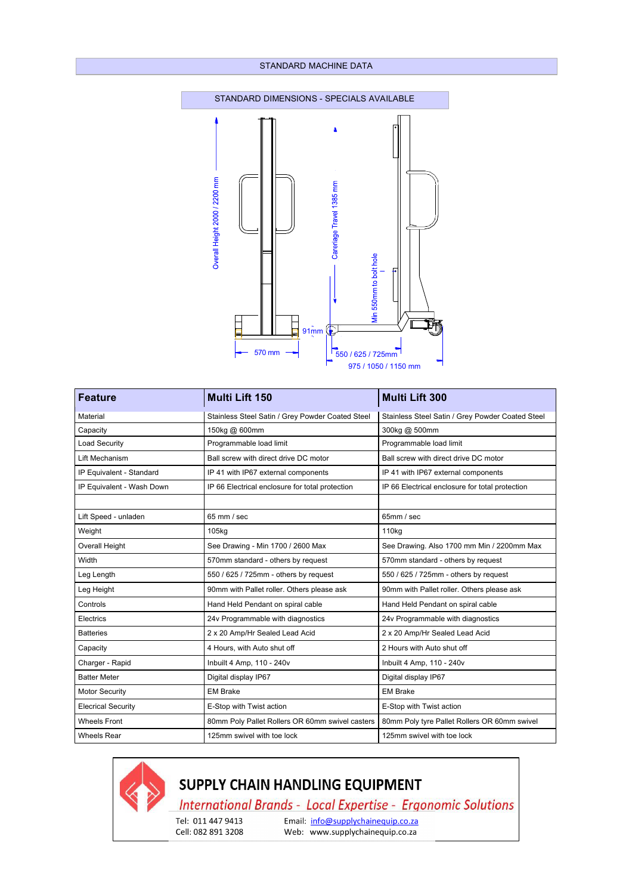STANDARD MACHINE DATA

STANDARD DIMENSIONS - SPECIALS AVAILABLE

Overall Height 2000 / 2200 mm

Carriage Travel 1385 mm

Min 550mm to bolt hole

91mm

570 mm

550 / 625 / 725mm

975 / 1050 / 1150 mm

| **Feature** | **Multi Lift 150** | **Multi Lift 300** |
|---|---|---|
| Material | Stainless Steel Satin / Grey Powder Coated Steel | Stainless Steel Satin / Grey Powder Coated Steel |
| Capacity | 150kg @ 600mm | 300kg @ 500mm |
| Load Security | Programmable load limit | Programmable load limit |
| Lift Mechanism | Ball screw with direct drive DC motor | Ball screw with direct drive DC motor |
| IP Equivalent - Standard | IP 41 with IP67 external components | IP 41 with IP67 external components |
| IP Equivalent - Wash Down | IP 66 Electrical enclosure for total protection | IP 66 Electrical enclosure for total protection |
| | | |
| Lift Speed - unladen | 65 mm / sec | 65mm / sec |
| Weight | 105kg | 110kg |
| Overall Height | See Drawing - Min 1700 / 2600 Max | See Drawing. Also 1700 mm Min / 2200mm Max |
| Width | 570mm standard - others by request | 570mm standard - others by request |
| Leg Length | 550 / 625 / 725mm - others by request | 550 / 625 / 725mm - others by request |
| Leg Height | 90mm with Pallet roller. Others please ask | 90mm with Pallet roller. Others please ask |
| Controls | Hand Held Pendant on spiral cable | Hand Held Pendant on spiral cable |
| Electrics | 24v Programmable with diagnostics | 24v Programmable with diagnostics |
| Batteries | 2 x 20 Amp/Hr Sealed Lead Acid | 2 x 20 Amp/Hr Sealed Lead Acid |
| Capacity | 4 Hours, with Auto shut off | 2 Hours with Auto shut off |
| Charger - Rapid | Inbuilt 4 Amp, 110 - 240v | Inbuilt 4 Amp, 110 - 240v |
| Batter Meter | Digital display IP67 | Digital display IP67 |
| Motor Security | EM Brake | EM Brake |
| Elecrical Security | E-Stop with Twist action | E-Stop with Twist action |
| Wheels Front | 80mm Poly Pallet Rollers OR 60mm swivel casters | 80mm Poly tyre Pallet Rollers OR 60mm swivel |
| Wheels Rear | 125mm swivel with toe lock | 125mm swivel with toe lock |

**SUPPLY CHAIN HANDLING EQUIPMENT**

*International Brands - Local Expertise - Ergonomic Solutions*

Tel: 011 447 9413
Cell: 082 891 3208

Email: info@supplychainequip.co.za
Web: www.supplychainequip.co.za